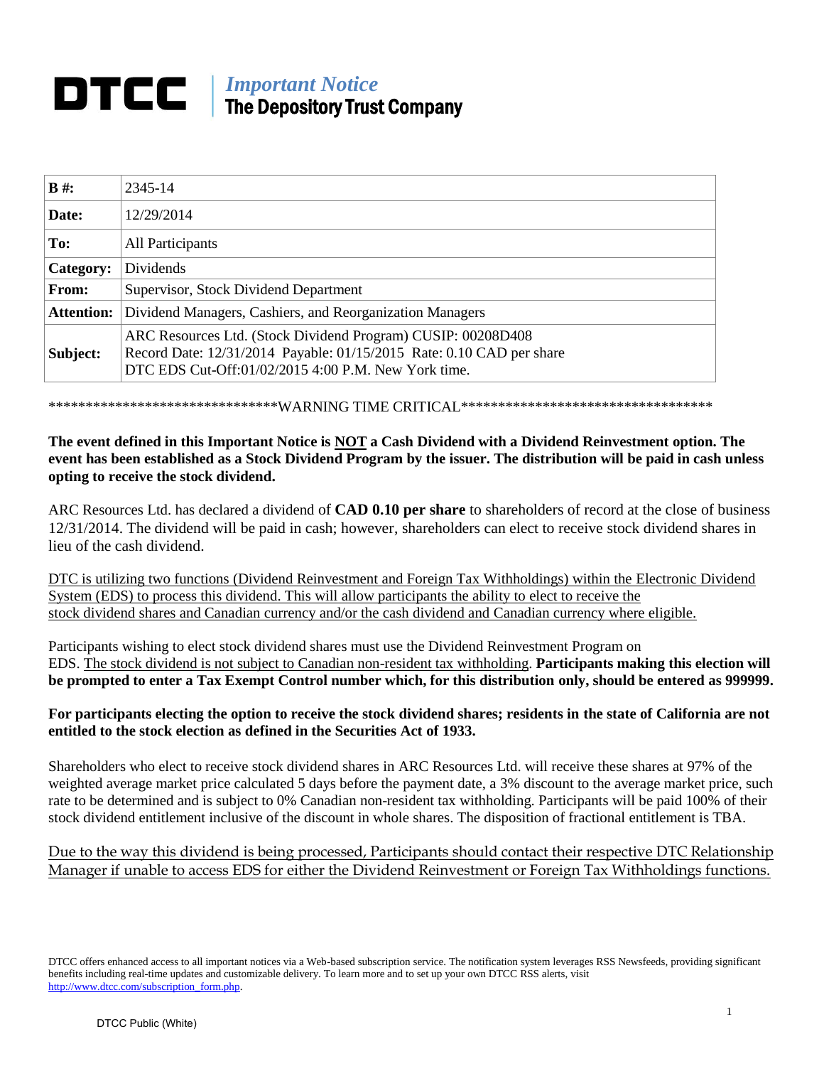# DTCC | *Important Notice* The Depository Trust Company

| | |
|---|---|
| **B #:** | 2345-14 |
| **Date:** | 12/29/2014 |
| **To:** | All Participants |
| **Category:** | Dividends |
| **From:** | Supervisor, Stock Dividend Department |
| **Attention:** | Dividend Managers, Cashiers, and Reorganization Managers |
| **Subject:** | ARC Resources Ltd. (Stock Dividend Program) CUSIP: 00208D408<br>Record Date: 12/31/2014 Payable: 01/15/2015 Rate: 0.10 CAD per share<br>DTC EDS Cut-Off:01/02/2015 4:00 P.M. New York time. |

*****************************WARNING TIME CRITICAL***********************************

**The event defined in this Important Notice is NOT a Cash Dividend with a Dividend Reinvestment option. The event has been established as a Stock Dividend Program by the issuer. The distribution will be paid in cash unless opting to receive the stock dividend.**

ARC Resources Ltd. has declared a dividend of **CAD 0.10 per share** to shareholders of record at the close of business 12/31/2014. The dividend will be paid in cash; however, shareholders can elect to receive stock dividend shares in lieu of the cash dividend.

DTC is utilizing two functions (Dividend Reinvestment and Foreign Tax Withholdings) within the Electronic Dividend System (EDS) to process this dividend. This will allow participants the ability to elect to receive the stock dividend shares and Canadian currency and/or the cash dividend and Canadian currency where eligible.

Participants wishing to elect stock dividend shares must use the Dividend Reinvestment Program on EDS. The stock dividend is not subject to Canadian non-resident tax withholding. **Participants making this election will be prompted to enter a Tax Exempt Control number which, for this distribution only, should be entered as 999999.**

**For participants electing the option to receive the stock dividend shares; residents in the state of California are not entitled to the stock election as defined in the Securities Act of 1933.**

Shareholders who elect to receive stock dividend shares in ARC Resources Ltd. will receive these shares at 97% of the weighted average market price calculated 5 days before the payment date, a 3% discount to the average market price, such rate to be determined and is subject to 0% Canadian non-resident tax withholding. Participants will be paid 100% of their stock dividend entitlement inclusive of the discount in whole shares. The disposition of fractional entitlement is TBA.

Due to the way this dividend is being processed, Participants should contact their respective DTC Relationship Manager if unable to access EDS for either the Dividend Reinvestment or Foreign Tax Withholdings functions.

DTCC offers enhanced access to all important notices via a Web-based subscription service. The notification system leverages RSS Newsfeeds, providing significant benefits including real-time updates and customizable delivery. To learn more and to set up your own DTCC RSS alerts, visit http://www.dtcc.com/subscription_form.php.

DTCC Public (White)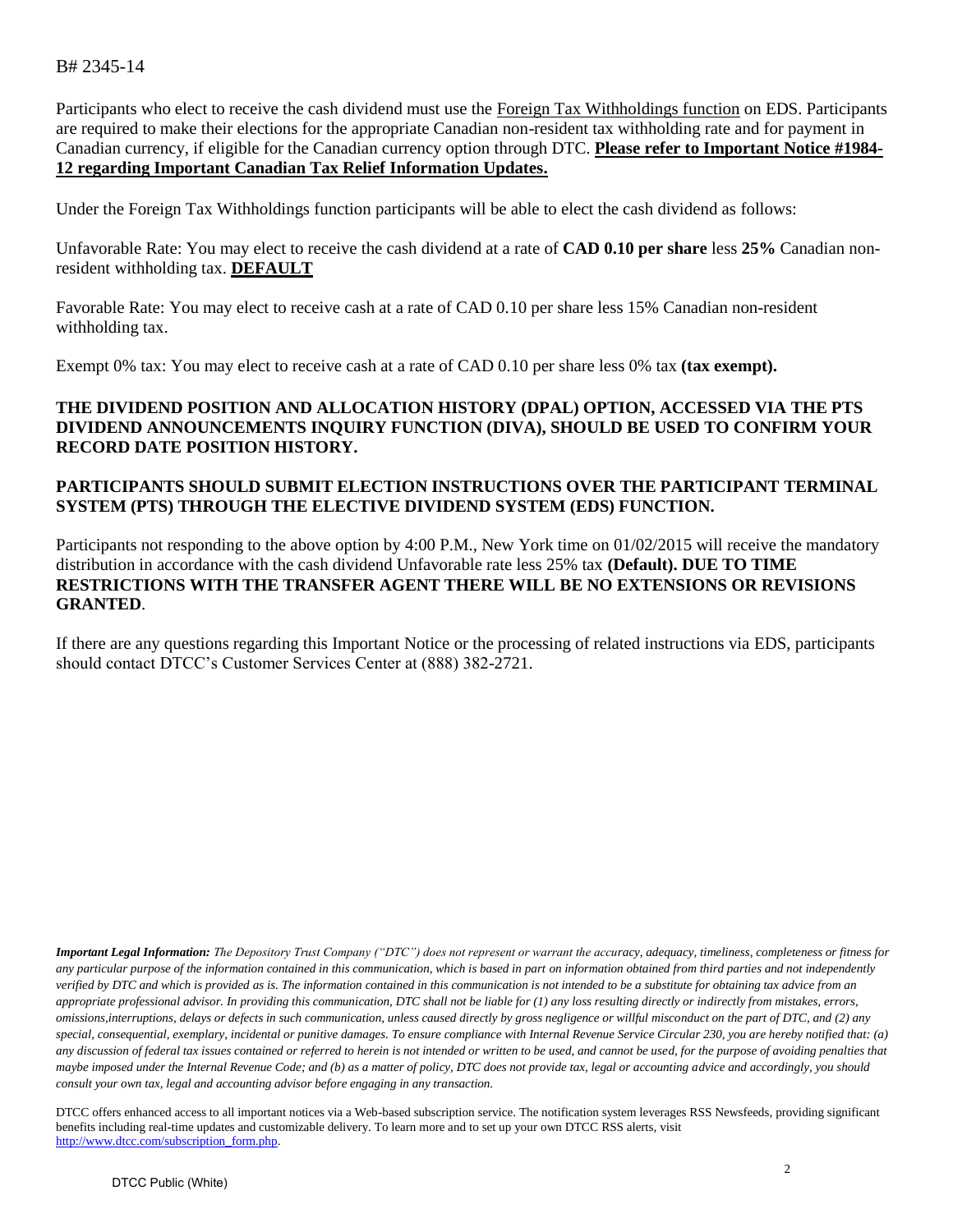B# 2345-14

Participants who elect to receive the cash dividend must use the Foreign Tax Withholdings function on EDS. Participants are required to make their elections for the appropriate Canadian non-resident tax withholding rate and for payment in Canadian currency, if eligible for the Canadian currency option through DTC. **Please refer to Important Notice #1984-12 regarding Important Canadian Tax Relief Information Updates.**

Under the Foreign Tax Withholdings function participants will be able to elect the cash dividend as follows:

Unfavorable Rate: You may elect to receive the cash dividend at a rate of **CAD 0.10 per share** less **25%** Canadian non-resident withholding tax. **DEFAULT**

Favorable Rate: You may elect to receive cash at a rate of CAD 0.10 per share less 15% Canadian non-resident withholding tax.

Exempt 0% tax: You may elect to receive cash at a rate of CAD 0.10 per share less 0% tax **(tax exempt).**

**THE DIVIDEND POSITION AND ALLOCATION HISTORY (DPAL) OPTION, ACCESSED VIA THE PTS DIVIDEND ANNOUNCEMENTS INQUIRY FUNCTION (DIVA), SHOULD BE USED TO CONFIRM YOUR RECORD DATE POSITION HISTORY.**

**PARTICIPANTS SHOULD SUBMIT ELECTION INSTRUCTIONS OVER THE PARTICIPANT TERMINAL SYSTEM (PTS) THROUGH THE ELECTIVE DIVIDEND SYSTEM (EDS) FUNCTION.**

Participants not responding to the above option by 4:00 P.M., New York time on 01/02/2015 will receive the mandatory distribution in accordance with the cash dividend Unfavorable rate less 25% tax **(Default). DUE TO TIME RESTRICTIONS WITH THE TRANSFER AGENT THERE WILL BE NO EXTENSIONS OR REVISIONS GRANTED**.

If there are any questions regarding this Important Notice or the processing of related instructions via EDS, participants should contact DTCC's Customer Services Center at (888) 382-2721.

***Important Legal Information:*** *The Depository Trust Company ("DTC") does not represent or warrant the accuracy, adequacy, timeliness, completeness or fitness for any particular purpose of the information contained in this communication, which is based in part on information obtained from third parties and not independently verified by DTC and which is provided as is. The information contained in this communication is not intended to be a substitute for obtaining tax advice from an appropriate professional advisor. In providing this communication, DTC shall not be liable for (1) any loss resulting directly or indirectly from mistakes, errors, omissions,interruptions, delays or defects in such communication, unless caused directly by gross negligence or willful misconduct on the part of DTC, and (2) any special, consequential, exemplary, incidental or punitive damages. To ensure compliance with Internal Revenue Service Circular 230, you are hereby notified that: (a) any discussion of federal tax issues contained or referred to herein is not intended or written to be used, and cannot be used, for the purpose of avoiding penalties that maybe imposed under the Internal Revenue Code; and (b) as a matter of policy, DTC does not provide tax, legal or accounting advice and accordingly, you should consult your own tax, legal and accounting advisor before engaging in any transaction.*

DTCC offers enhanced access to all important notices via a Web-based subscription service. The notification system leverages RSS Newsfeeds, providing significant benefits including real-time updates and customizable delivery. To learn more and to set up your own DTCC RSS alerts, visit http://www.dtcc.com/subscription_form.php.

DTCC Public (White)